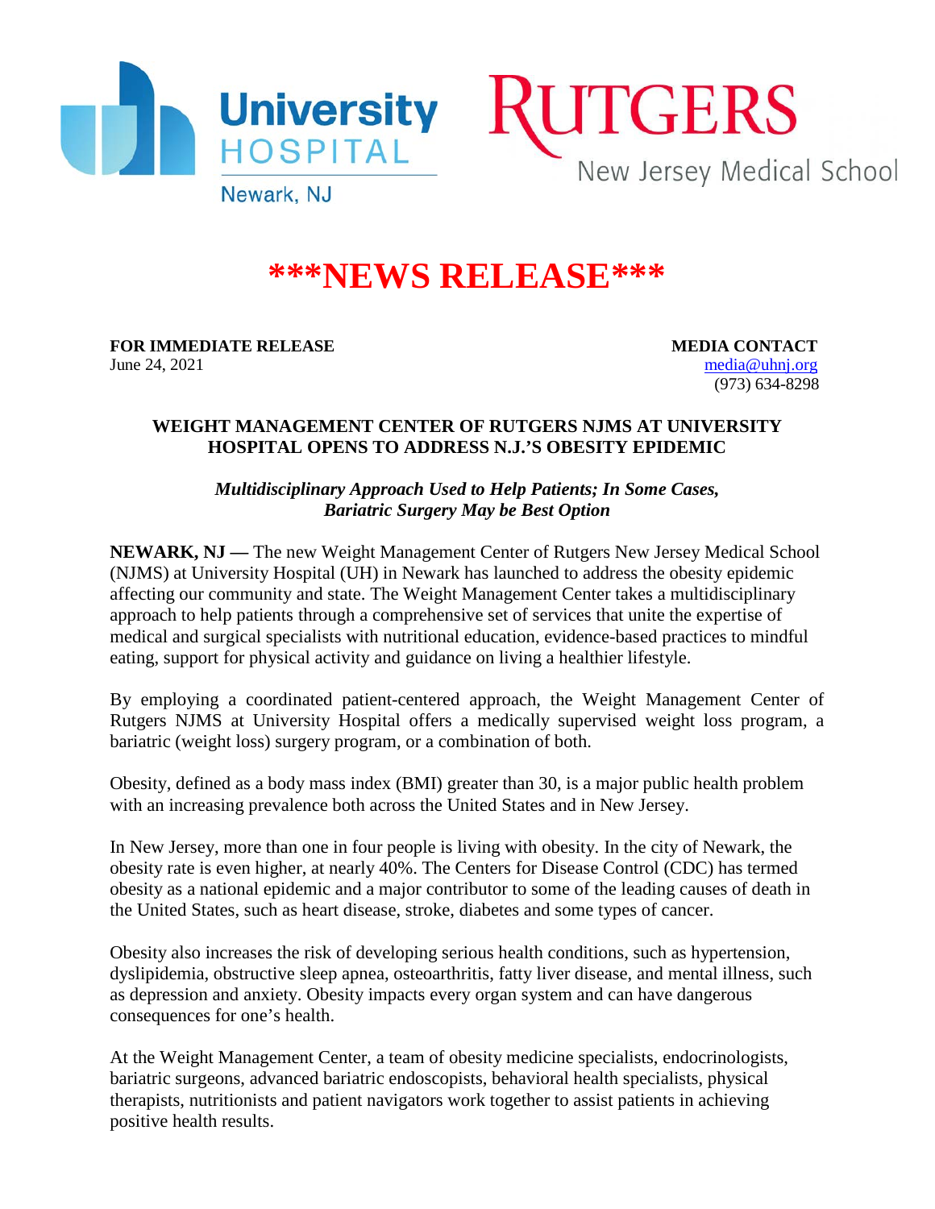University HOSPITAL Newark, NJ

RUTGERS New Jersey Medical School

# ***NEWS RELEASE***

**FOR IMMEDIATE RELEASE**
June 24, 2021

**MEDIA CONTACT**
media@uhnj.org
(973) 634-8298

## WEIGHT MANAGEMENT CENTER OF RUTGERS NJMS AT UNIVERSITY HOSPITAL OPENS TO ADDRESS N.J.'S OBESITY EPIDEMIC

***Multidisciplinary Approach Used to Help Patients; In Some Cases, Bariatric Surgery May be Best Option***

**NEWARK, NJ —** The new Weight Management Center of Rutgers New Jersey Medical School (NJMS) at University Hospital (UH) in Newark has launched to address the obesity epidemic affecting our community and state. The Weight Management Center takes a multidisciplinary approach to help patients through a comprehensive set of services that unite the expertise of medical and surgical specialists with nutritional education, evidence-based practices to mindful eating, support for physical activity and guidance on living a healthier lifestyle.

By employing a coordinated patient-centered approach, the Weight Management Center of Rutgers NJMS at University Hospital offers a medically supervised weight loss program, a bariatric (weight loss) surgery program, or a combination of both.

Obesity, defined as a body mass index (BMI) greater than 30, is a major public health problem with an increasing prevalence both across the United States and in New Jersey.

In New Jersey, more than one in four people is living with obesity. In the city of Newark, the obesity rate is even higher, at nearly 40%. The Centers for Disease Control (CDC) has termed obesity as a national epidemic and a major contributor to some of the leading causes of death in the United States, such as heart disease, stroke, diabetes and some types of cancer.

Obesity also increases the risk of developing serious health conditions, such as hypertension, dyslipidemia, obstructive sleep apnea, osteoarthritis, fatty liver disease, and mental illness, such as depression and anxiety. Obesity impacts every organ system and can have dangerous consequences for one's health.

At the Weight Management Center, a team of obesity medicine specialists, endocrinologists, bariatric surgeons, advanced bariatric endoscopists, behavioral health specialists, physical therapists, nutritionists and patient navigators work together to assist patients in achieving positive health results.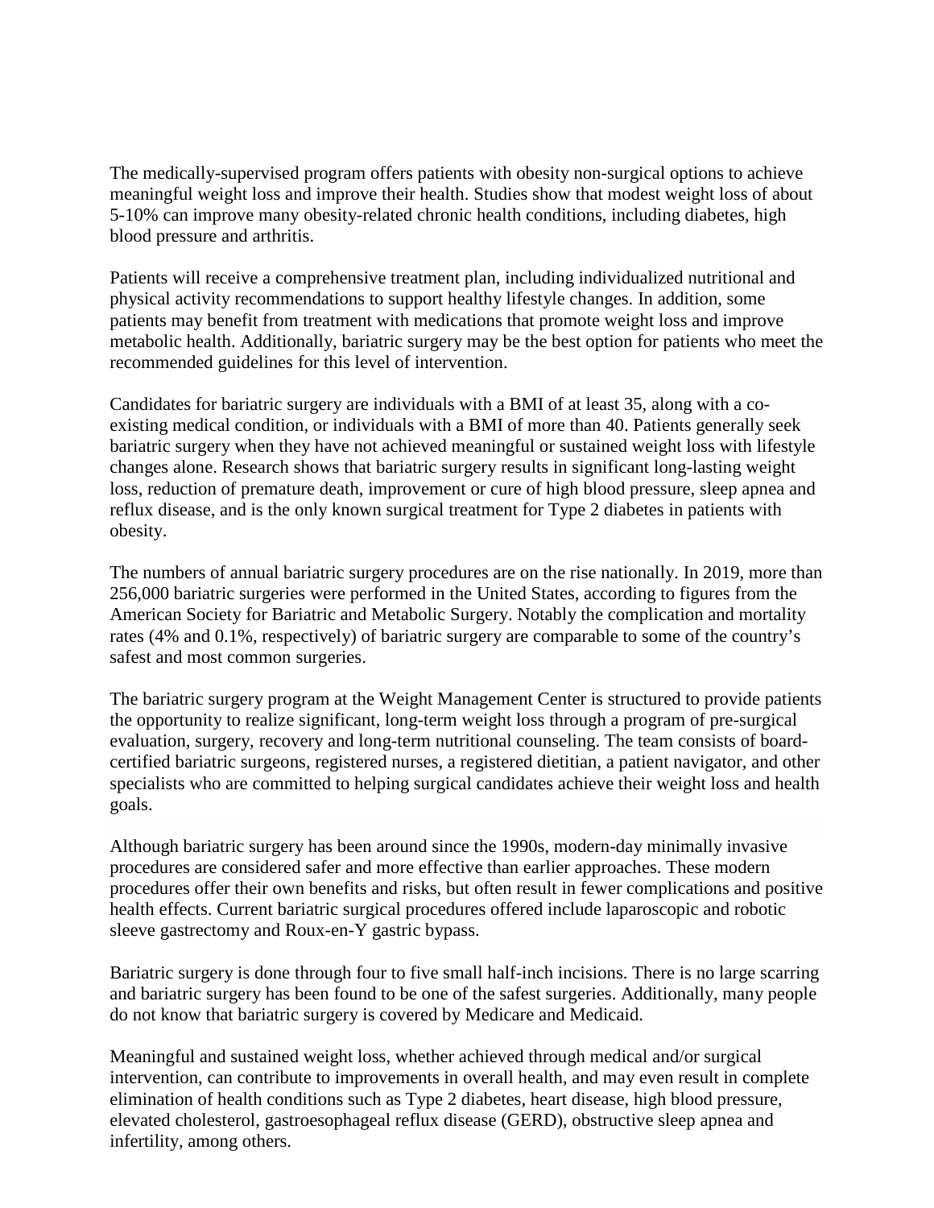The medically-supervised program offers patients with obesity non-surgical options to achieve meaningful weight loss and improve their health. Studies show that modest weight loss of about 5-10% can improve many obesity-related chronic health conditions, including diabetes, high blood pressure and arthritis.

Patients will receive a comprehensive treatment plan, including individualized nutritional and physical activity recommendations to support healthy lifestyle changes. In addition, some patients may benefit from treatment with medications that promote weight loss and improve metabolic health. Additionally, bariatric surgery may be the best option for patients who meet the recommended guidelines for this level of intervention.

Candidates for bariatric surgery are individuals with a BMI of at least 35, along with a co-existing medical condition, or individuals with a BMI of more than 40. Patients generally seek bariatric surgery when they have not achieved meaningful or sustained weight loss with lifestyle changes alone. Research shows that bariatric surgery results in significant long-lasting weight loss, reduction of premature death, improvement or cure of high blood pressure, sleep apnea and reflux disease, and is the only known surgical treatment for Type 2 diabetes in patients with obesity.

The numbers of annual bariatric surgery procedures are on the rise nationally. In 2019, more than 256,000 bariatric surgeries were performed in the United States, according to figures from the American Society for Bariatric and Metabolic Surgery. Notably the complication and mortality rates (4% and 0.1%, respectively) of bariatric surgery are comparable to some of the country's safest and most common surgeries.

The bariatric surgery program at the Weight Management Center is structured to provide patients the opportunity to realize significant, long-term weight loss through a program of pre-surgical evaluation, surgery, recovery and long-term nutritional counseling. The team consists of board-certified bariatric surgeons, registered nurses, a registered dietitian, a patient navigator, and other specialists who are committed to helping surgical candidates achieve their weight loss and health goals.

Although bariatric surgery has been around since the 1990s, modern-day minimally invasive procedures are considered safer and more effective than earlier approaches. These modern procedures offer their own benefits and risks, but often result in fewer complications and positive health effects. Current bariatric surgical procedures offered include laparoscopic and robotic sleeve gastrectomy and Roux-en-Y gastric bypass.

Bariatric surgery is done through four to five small half-inch incisions. There is no large scarring and bariatric surgery has been found to be one of the safest surgeries. Additionally, many people do not know that bariatric surgery is covered by Medicare and Medicaid.

Meaningful and sustained weight loss, whether achieved through medical and/or surgical intervention, can contribute to improvements in overall health, and may even result in complete elimination of health conditions such as Type 2 diabetes, heart disease, high blood pressure, elevated cholesterol, gastroesophageal reflux disease (GERD), obstructive sleep apnea and infertility, among others.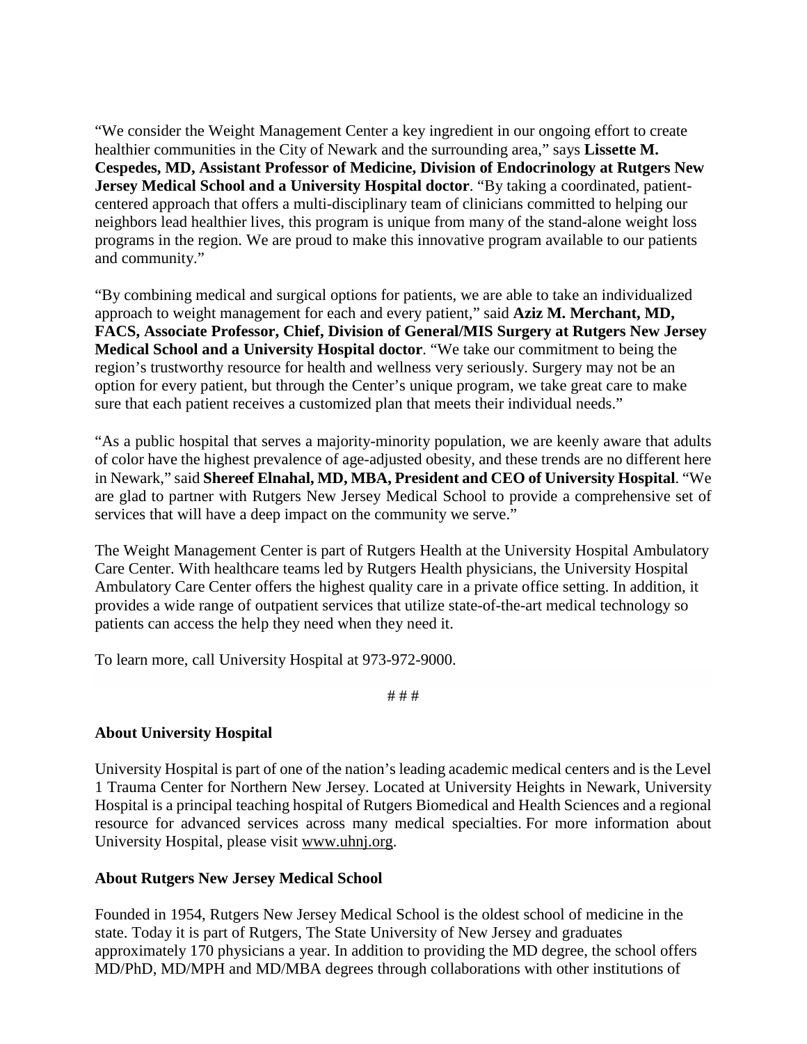"We consider the Weight Management Center a key ingredient in our ongoing effort to create healthier communities in the City of Newark and the surrounding area," says **Lissette M. Cespedes, MD, Assistant Professor of Medicine, Division of Endocrinology at Rutgers New Jersey Medical School and a University Hospital doctor**. "By taking a coordinated, patient-centered approach that offers a multi-disciplinary team of clinicians committed to helping our neighbors lead healthier lives, this program is unique from many of the stand-alone weight loss programs in the region. We are proud to make this innovative program available to our patients and community."

"By combining medical and surgical options for patients, we are able to take an individualized approach to weight management for each and every patient," said **Aziz M. Merchant, MD, FACS, Associate Professor, Chief, Division of General/MIS Surgery at Rutgers New Jersey Medical School and a University Hospital doctor**. "We take our commitment to being the region's trustworthy resource for health and wellness very seriously. Surgery may not be an option for every patient, but through the Center's unique program, we take great care to make sure that each patient receives a customized plan that meets their individual needs."

"As a public hospital that serves a majority-minority population, we are keenly aware that adults of color have the highest prevalence of age-adjusted obesity, and these trends are no different here in Newark," said **Shereef Elnahal, MD, MBA, President and CEO of University Hospital**. "We are glad to partner with Rutgers New Jersey Medical School to provide a comprehensive set of services that will have a deep impact on the community we serve."

The Weight Management Center is part of Rutgers Health at the University Hospital Ambulatory Care Center. With healthcare teams led by Rutgers Health physicians, the University Hospital Ambulatory Care Center offers the highest quality care in a private office setting. In addition, it provides a wide range of outpatient services that utilize state-of-the-art medical technology so patients can access the help they need when they need it.

To learn more, call University Hospital at 973-972-9000.

# # #

**About University Hospital**

University Hospital is part of one of the nation's leading academic medical centers and is the Level 1 Trauma Center for Northern New Jersey. Located at University Heights in Newark, University Hospital is a principal teaching hospital of Rutgers Biomedical and Health Sciences and a regional resource for advanced services across many medical specialties. For more information about University Hospital, please visit www.uhnj.org.

**About Rutgers New Jersey Medical School**

Founded in 1954, Rutgers New Jersey Medical School is the oldest school of medicine in the state. Today it is part of Rutgers, The State University of New Jersey and graduates approximately 170 physicians a year. In addition to providing the MD degree, the school offers MD/PhD, MD/MPH and MD/MBA degrees through collaborations with other institutions of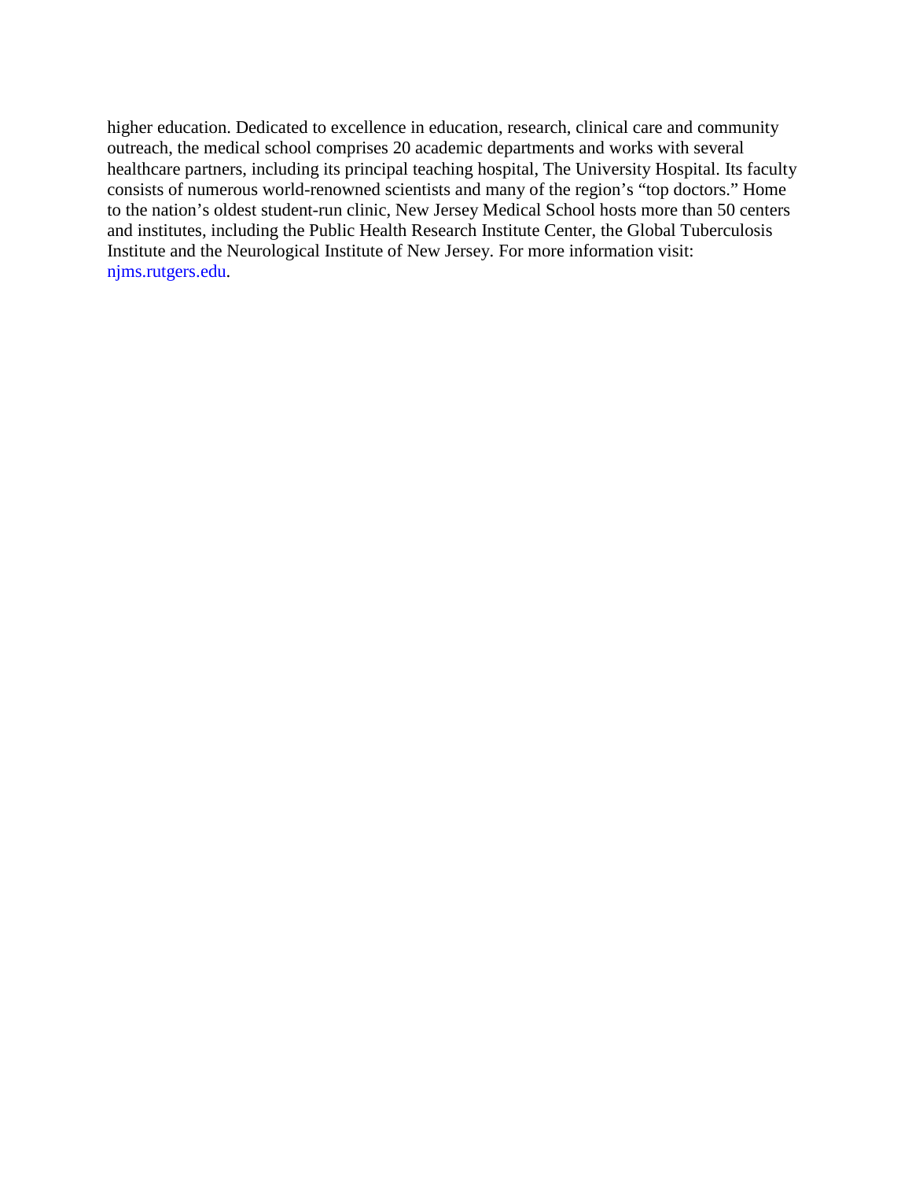higher education. Dedicated to excellence in education, research, clinical care and community outreach, the medical school comprises 20 academic departments and works with several healthcare partners, including its principal teaching hospital, The University Hospital. Its faculty consists of numerous world-renowned scientists and many of the region's "top doctors." Home to the nation's oldest student-run clinic, New Jersey Medical School hosts more than 50 centers and institutes, including the Public Health Research Institute Center, the Global Tuberculosis Institute and the Neurological Institute of New Jersey. For more information visit: njms.rutgers.edu.